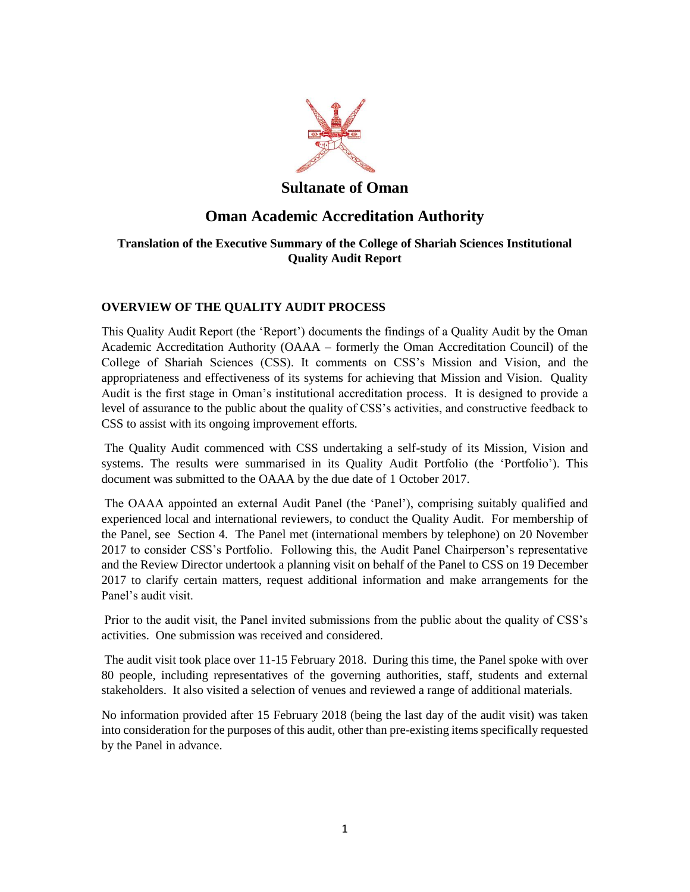# Sultanate of Oman

# Oman Academic Accreditation Authority

### Translation of the Executive Summary of the College of Shariah Sciences Institutional Quality Audit Report

## OVERVIEW OF THE QUALITY AUDIT PROCESS

This Quality Audit Report (the 'Report') documents the findings of a Quality Audit by the Oman Academic Accreditation Authority (OAAA – formerly the Oman Accreditation Council) of the College of Shariah Sciences (CSS). It comments on CSS's Mission and Vision, and the appropriateness and effectiveness of its systems for achieving that Mission and Vision. Quality Audit is the first stage in Oman's institutional accreditation process. It is designed to provide a level of assurance to the public about the quality of CSS's activities, and constructive feedback to CSS to assist with its ongoing improvement efforts.

The Quality Audit commenced with CSS undertaking a self-study of its Mission, Vision and systems. The results were summarised in its Quality Audit Portfolio (the 'Portfolio'). This document was submitted to the OAAA by the due date of 1 October 2017.

The OAAA appointed an external Audit Panel (the 'Panel'), comprising suitably qualified and experienced local and international reviewers, to conduct the Quality Audit. For membership of the Panel, see Section 4. The Panel met (international members by telephone) on 20 November 2017 to consider CSS's Portfolio. Following this, the Audit Panel Chairperson's representative and the Review Director undertook a planning visit on behalf of the Panel to CSS on 19 December 2017 to clarify certain matters, request additional information and make arrangements for the Panel's audit visit.

Prior to the audit visit, the Panel invited submissions from the public about the quality of CSS's activities. One submission was received and considered.

The audit visit took place over 11-15 February 2018. During this time, the Panel spoke with over 80 people, including representatives of the governing authorities, staff, students and external stakeholders. It also visited a selection of venues and reviewed a range of additional materials.

No information provided after 15 February 2018 (being the last day of the audit visit) was taken into consideration for the purposes of this audit, other than pre-existing items specifically requested by the Panel in advance.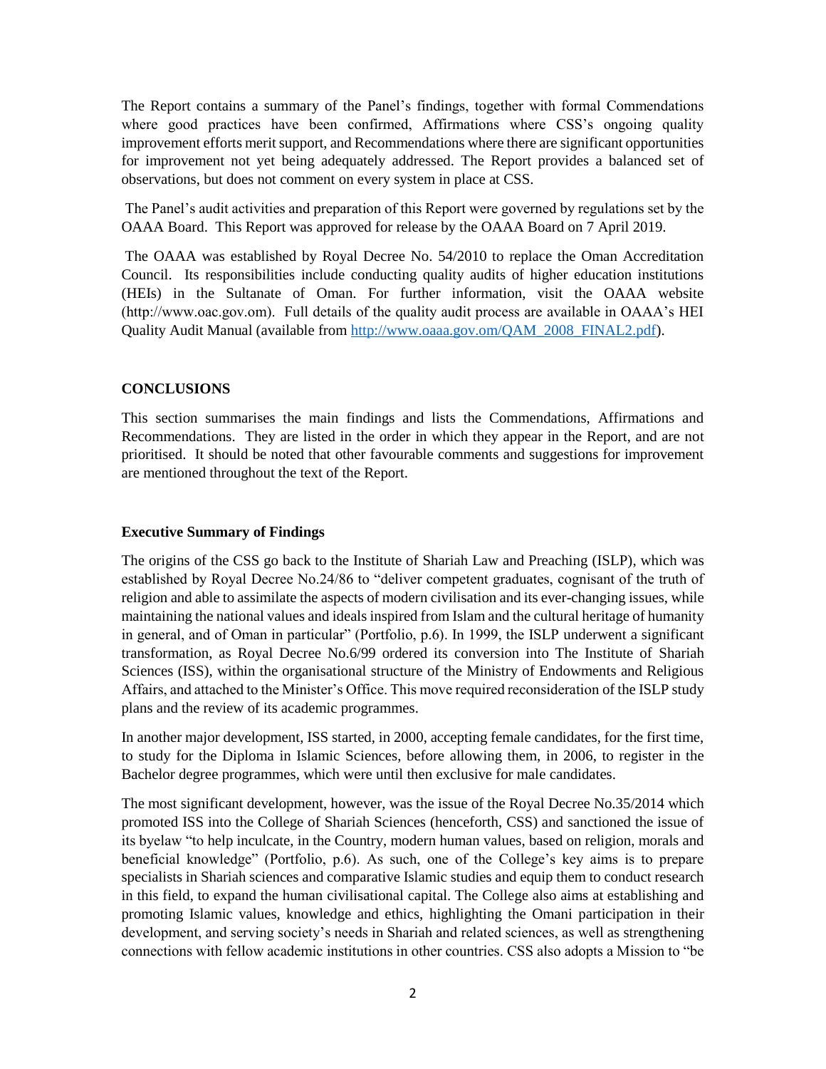The Report contains a summary of the Panel's findings, together with formal Commendations where good practices have been confirmed, Affirmations where CSS's ongoing quality improvement efforts merit support, and Recommendations where there are significant opportunities for improvement not yet being adequately addressed. The Report provides a balanced set of observations, but does not comment on every system in place at CSS.

The Panel's audit activities and preparation of this Report were governed by regulations set by the OAAA Board. This Report was approved for release by the OAAA Board on 7 April 2019.

The OAAA was established by Royal Decree No. 54/2010 to replace the Oman Accreditation Council. Its responsibilities include conducting quality audits of higher education institutions (HEIs) in the Sultanate of Oman. For further information, visit the OAAA website (http://www.oac.gov.om). Full details of the quality audit process are available in OAAA's HEI Quality Audit Manual (available from [http://www.oaaa.gov.om/QAM_2008_FINAL2.pdf](http://www.oaaa.gov.om/QAM_2008_FINAL2.pdf)).

## CONCLUSIONS

This section summarises the main findings and lists the Commendations, Affirmations and Recommendations. They are listed in the order in which they appear in the Report, and are not prioritised. It should be noted that other favourable comments and suggestions for improvement are mentioned throughout the text of the Report.

### Executive Summary of Findings

The origins of the CSS go back to the Institute of Shariah Law and Preaching (ISLP), which was established by Royal Decree No.24/86 to "deliver competent graduates, cognisant of the truth of religion and able to assimilate the aspects of modern civilisation and its ever-changing issues, while maintaining the national values and ideals inspired from Islam and the cultural heritage of humanity in general, and of Oman in particular" (Portfolio, p.6). In 1999, the ISLP underwent a significant transformation, as Royal Decree No.6/99 ordered its conversion into The Institute of Shariah Sciences (ISS), within the organisational structure of the Ministry of Endowments and Religious Affairs, and attached to the Minister's Office. This move required reconsideration of the ISLP study plans and the review of its academic programmes.

In another major development, ISS started, in 2000, accepting female candidates, for the first time, to study for the Diploma in Islamic Sciences, before allowing them, in 2006, to register in the Bachelor degree programmes, which were until then exclusive for male candidates.

The most significant development, however, was the issue of the Royal Decree No.35/2014 which promoted ISS into the College of Shariah Sciences (henceforth, CSS) and sanctioned the issue of its byelaw "to help inculcate, in the Country, modern human values, based on religion, morals and beneficial knowledge" (Portfolio, p.6). As such, one of the College's key aims is to prepare specialists in Shariah sciences and comparative Islamic studies and equip them to conduct research in this field, to expand the human civilisational capital. The College also aims at establishing and promoting Islamic values, knowledge and ethics, highlighting the Omani participation in their development, and serving society's needs in Shariah and related sciences, as well as strengthening connections with fellow academic institutions in other countries. CSS also adopts a Mission to "be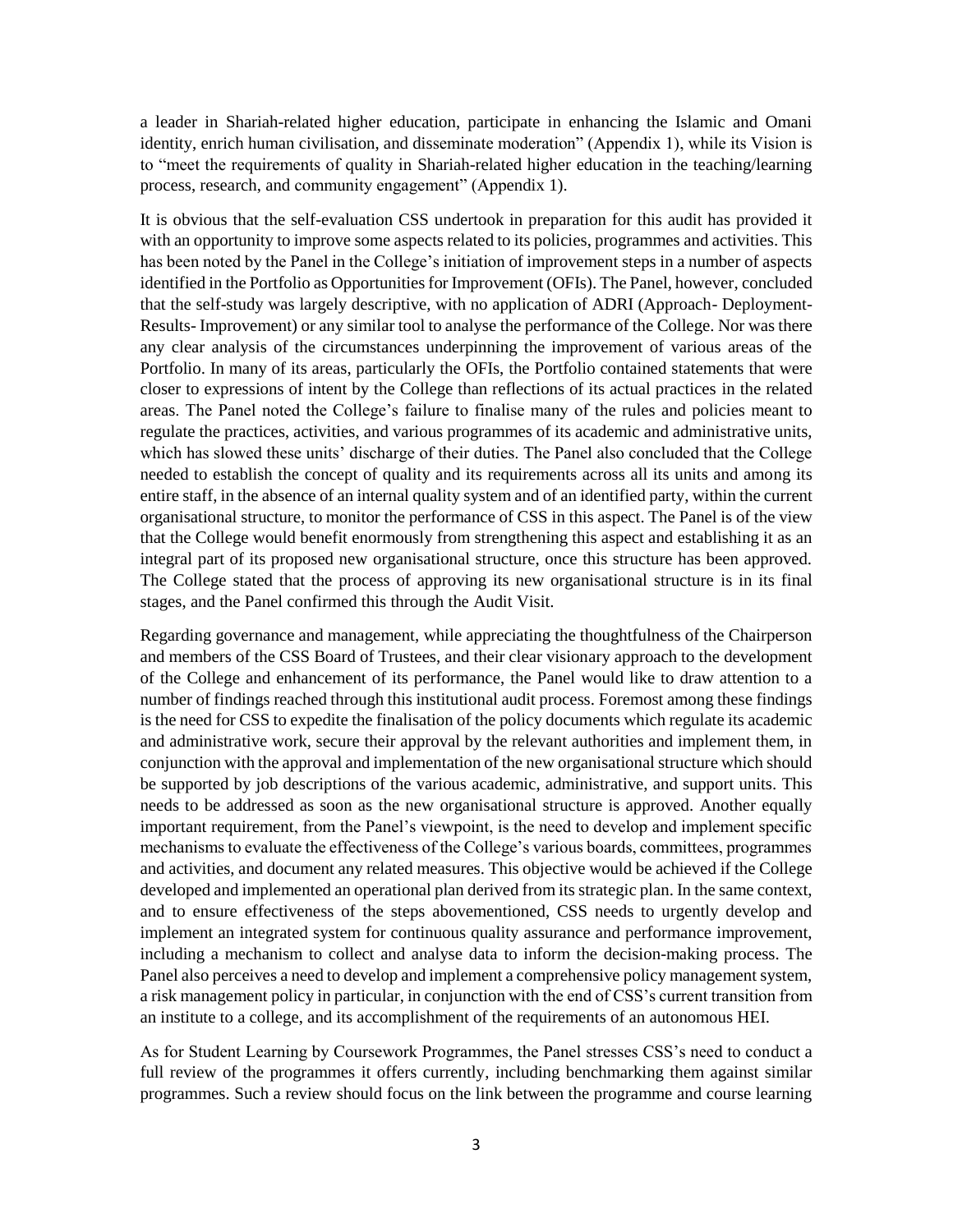a leader in Shariah-related higher education, participate in enhancing the Islamic and Omani identity, enrich human civilisation, and disseminate moderation" (Appendix 1), while its Vision is to "meet the requirements of quality in Shariah-related higher education in the teaching/learning process, research, and community engagement" (Appendix 1).

It is obvious that the self-evaluation CSS undertook in preparation for this audit has provided it with an opportunity to improve some aspects related to its policies, programmes and activities. This has been noted by the Panel in the College's initiation of improvement steps in a number of aspects identified in the Portfolio as Opportunities for Improvement (OFIs). The Panel, however, concluded that the self-study was largely descriptive, with no application of ADRI (Approach- Deployment-Results- Improvement) or any similar tool to analyse the performance of the College. Nor was there any clear analysis of the circumstances underpinning the improvement of various areas of the Portfolio. In many of its areas, particularly the OFIs, the Portfolio contained statements that were closer to expressions of intent by the College than reflections of its actual practices in the related areas. The Panel noted the College's failure to finalise many of the rules and policies meant to regulate the practices, activities, and various programmes of its academic and administrative units, which has slowed these units' discharge of their duties. The Panel also concluded that the College needed to establish the concept of quality and its requirements across all its units and among its entire staff, in the absence of an internal quality system and of an identified party, within the current organisational structure, to monitor the performance of CSS in this aspect. The Panel is of the view that the College would benefit enormously from strengthening this aspect and establishing it as an integral part of its proposed new organisational structure, once this structure has been approved. The College stated that the process of approving its new organisational structure is in its final stages, and the Panel confirmed this through the Audit Visit.

Regarding governance and management, while appreciating the thoughtfulness of the Chairperson and members of the CSS Board of Trustees, and their clear visionary approach to the development of the College and enhancement of its performance, the Panel would like to draw attention to a number of findings reached through this institutional audit process. Foremost among these findings is the need for CSS to expedite the finalisation of the policy documents which regulate its academic and administrative work, secure their approval by the relevant authorities and implement them, in conjunction with the approval and implementation of the new organisational structure which should be supported by job descriptions of the various academic, administrative, and support units. This needs to be addressed as soon as the new organisational structure is approved. Another equally important requirement, from the Panel's viewpoint, is the need to develop and implement specific mechanisms to evaluate the effectiveness of the College's various boards, committees, programmes and activities, and document any related measures. This objective would be achieved if the College developed and implemented an operational plan derived from its strategic plan. In the same context, and to ensure effectiveness of the steps abovementioned, CSS needs to urgently develop and implement an integrated system for continuous quality assurance and performance improvement, including a mechanism to collect and analyse data to inform the decision-making process. The Panel also perceives a need to develop and implement a comprehensive policy management system, a risk management policy in particular, in conjunction with the end of CSS's current transition from an institute to a college, and its accomplishment of the requirements of an autonomous HEI.

As for Student Learning by Coursework Programmes, the Panel stresses CSS's need to conduct a full review of the programmes it offers currently, including benchmarking them against similar programmes. Such a review should focus on the link between the programme and course learning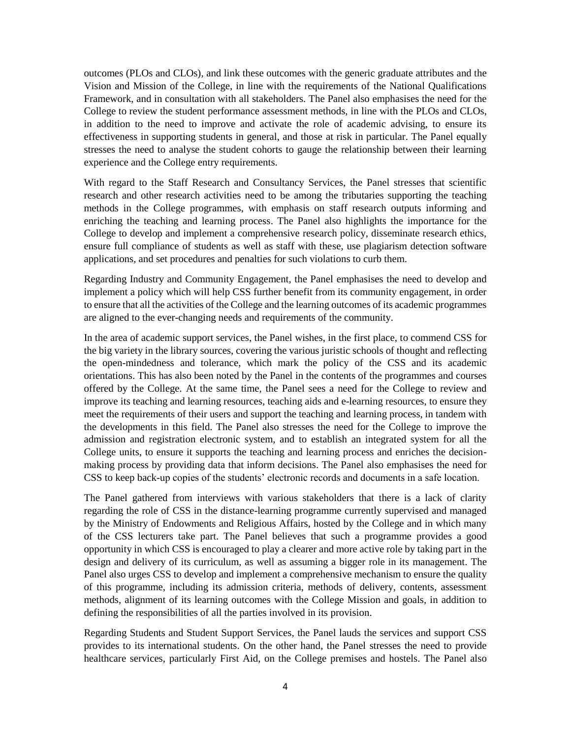outcomes (PLOs and CLOs), and link these outcomes with the generic graduate attributes and the Vision and Mission of the College, in line with the requirements of the National Qualifications Framework, and in consultation with all stakeholders. The Panel also emphasises the need for the College to review the student performance assessment methods, in line with the PLOs and CLOs, in addition to the need to improve and activate the role of academic advising, to ensure its effectiveness in supporting students in general, and those at risk in particular. The Panel equally stresses the need to analyse the student cohorts to gauge the relationship between their learning experience and the College entry requirements.

With regard to the Staff Research and Consultancy Services, the Panel stresses that scientific research and other research activities need to be among the tributaries supporting the teaching methods in the College programmes, with emphasis on staff research outputs informing and enriching the teaching and learning process. The Panel also highlights the importance for the College to develop and implement a comprehensive research policy, disseminate research ethics, ensure full compliance of students as well as staff with these, use plagiarism detection software applications, and set procedures and penalties for such violations to curb them.

Regarding Industry and Community Engagement, the Panel emphasises the need to develop and implement a policy which will help CSS further benefit from its community engagement, in order to ensure that all the activities of the College and the learning outcomes of its academic programmes are aligned to the ever-changing needs and requirements of the community.

In the area of academic support services, the Panel wishes, in the first place, to commend CSS for the big variety in the library sources, covering the various juristic schools of thought and reflecting the open-mindedness and tolerance, which mark the policy of the CSS and its academic orientations. This has also been noted by the Panel in the contents of the programmes and courses offered by the College. At the same time, the Panel sees a need for the College to review and improve its teaching and learning resources, teaching aids and e-learning resources, to ensure they meet the requirements of their users and support the teaching and learning process, in tandem with the developments in this field. The Panel also stresses the need for the College to improve the admission and registration electronic system, and to establish an integrated system for all the College units, to ensure it supports the teaching and learning process and enriches the decision-making process by providing data that inform decisions. The Panel also emphasises the need for CSS to keep back-up copies of the students' electronic records and documents in a safe location.

The Panel gathered from interviews with various stakeholders that there is a lack of clarity regarding the role of CSS in the distance-learning programme currently supervised and managed by the Ministry of Endowments and Religious Affairs, hosted by the College and in which many of the CSS lecturers take part. The Panel believes that such a programme provides a good opportunity in which CSS is encouraged to play a clearer and more active role by taking part in the design and delivery of its curriculum, as well as assuming a bigger role in its management. The Panel also urges CSS to develop and implement a comprehensive mechanism to ensure the quality of this programme, including its admission criteria, methods of delivery, contents, assessment methods, alignment of its learning outcomes with the College Mission and goals, in addition to defining the responsibilities of all the parties involved in its provision.

Regarding Students and Student Support Services, the Panel lauds the services and support CSS provides to its international students. On the other hand, the Panel stresses the need to provide healthcare services, particularly First Aid, on the College premises and hostels. The Panel also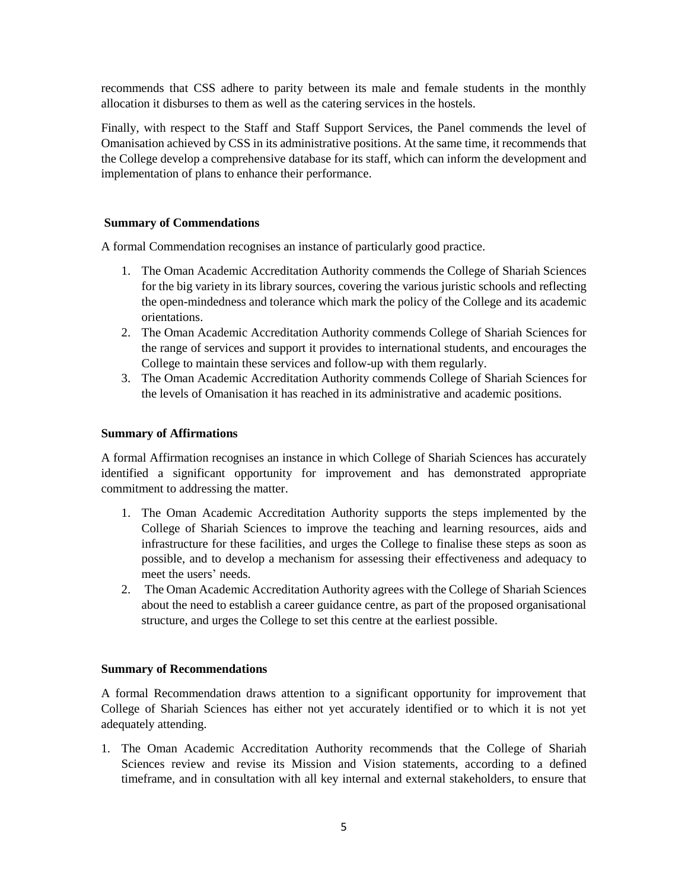recommends that CSS adhere to parity between its male and female students in the monthly allocation it disburses to them as well as the catering services in the hostels.

Finally, with respect to the Staff and Staff Support Services, the Panel commends the level of Omanisation achieved by CSS in its administrative positions. At the same time, it recommends that the College develop a comprehensive database for its staff, which can inform the development and implementation of plans to enhance their performance.

**Summary of Commendations**

A formal Commendation recognises an instance of particularly good practice.

1. The Oman Academic Accreditation Authority commends the College of Shariah Sciences for the big variety in its library sources, covering the various juristic schools and reflecting the open-mindedness and tolerance which mark the policy of the College and its academic orientations.
2. The Oman Academic Accreditation Authority commends College of Shariah Sciences for the range of services and support it provides to international students, and encourages the College to maintain these services and follow-up with them regularly.
3. The Oman Academic Accreditation Authority commends College of Shariah Sciences for the levels of Omanisation it has reached in its administrative and academic positions.

**Summary of Affirmations**

A formal Affirmation recognises an instance in which College of Shariah Sciences has accurately identified a significant opportunity for improvement and has demonstrated appropriate commitment to addressing the matter.

1. The Oman Academic Accreditation Authority supports the steps implemented by the College of Shariah Sciences to improve the teaching and learning resources, aids and infrastructure for these facilities, and urges the College to finalise these steps as soon as possible, and to develop a mechanism for assessing their effectiveness and adequacy to meet the users' needs.
2. The Oman Academic Accreditation Authority agrees with the College of Shariah Sciences about the need to establish a career guidance centre, as part of the proposed organisational structure, and urges the College to set this centre at the earliest possible.

**Summary of Recommendations**

A formal Recommendation draws attention to a significant opportunity for improvement that College of Shariah Sciences has either not yet accurately identified or to which it is not yet adequately attending.

1. The Oman Academic Accreditation Authority recommends that the College of Shariah Sciences review and revise its Mission and Vision statements, according to a defined timeframe, and in consultation with all key internal and external stakeholders, to ensure that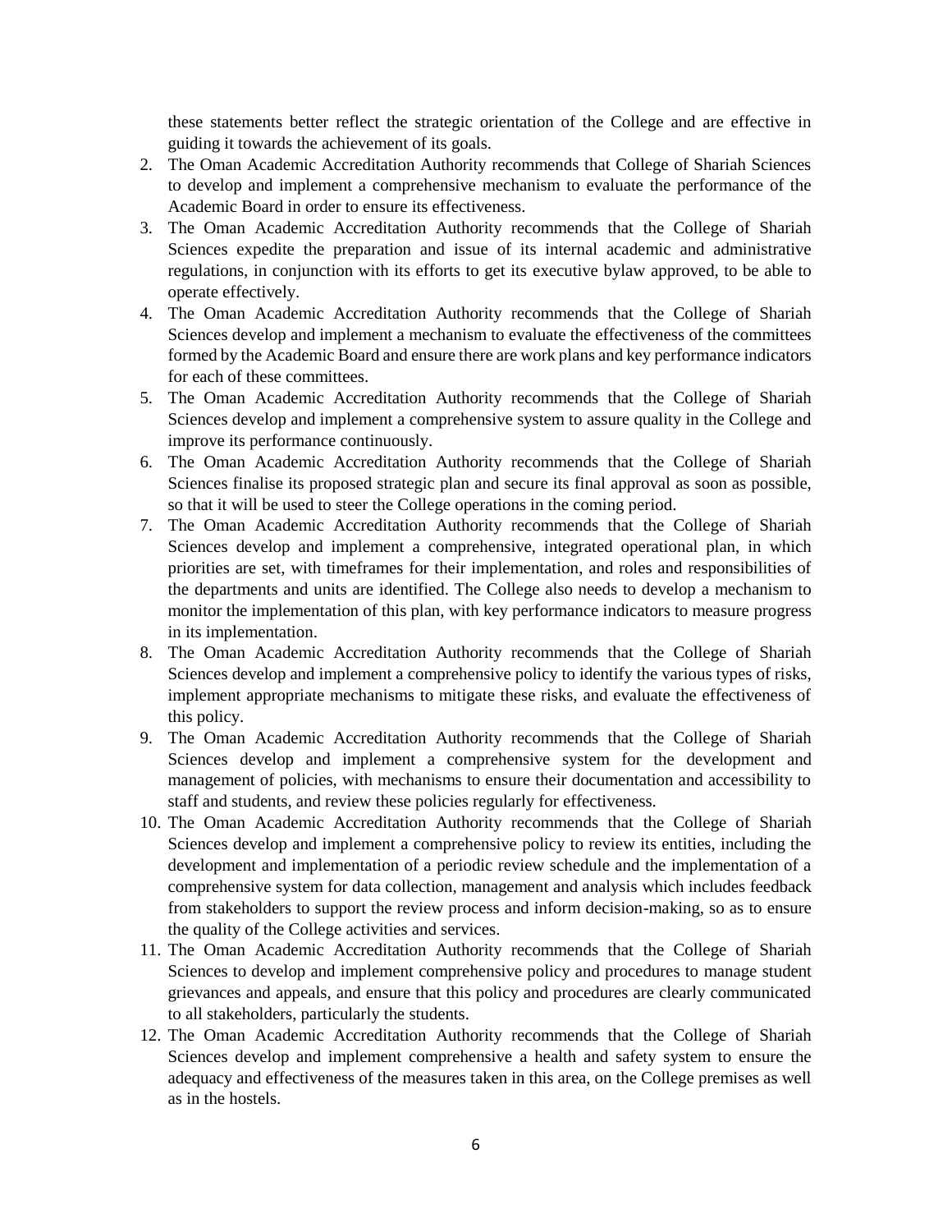these statements better reflect the strategic orientation of the College and are effective in guiding it towards the achievement of its goals.

2. The Oman Academic Accreditation Authority recommends that College of Shariah Sciences to develop and implement a comprehensive mechanism to evaluate the performance of the Academic Board in order to ensure its effectiveness.
3. The Oman Academic Accreditation Authority recommends that the College of Shariah Sciences expedite the preparation and issue of its internal academic and administrative regulations, in conjunction with its efforts to get its executive bylaw approved, to be able to operate effectively.
4. The Oman Academic Accreditation Authority recommends that the College of Shariah Sciences develop and implement a mechanism to evaluate the effectiveness of the committees formed by the Academic Board and ensure there are work plans and key performance indicators for each of these committees.
5. The Oman Academic Accreditation Authority recommends that the College of Shariah Sciences develop and implement a comprehensive system to assure quality in the College and improve its performance continuously.
6. The Oman Academic Accreditation Authority recommends that the College of Shariah Sciences finalise its proposed strategic plan and secure its final approval as soon as possible, so that it will be used to steer the College operations in the coming period.
7. The Oman Academic Accreditation Authority recommends that the College of Shariah Sciences develop and implement a comprehensive, integrated operational plan, in which priorities are set, with timeframes for their implementation, and roles and responsibilities of the departments and units are identified. The College also needs to develop a mechanism to monitor the implementation of this plan, with key performance indicators to measure progress in its implementation.
8. The Oman Academic Accreditation Authority recommends that the College of Shariah Sciences develop and implement a comprehensive policy to identify the various types of risks, implement appropriate mechanisms to mitigate these risks, and evaluate the effectiveness of this policy.
9. The Oman Academic Accreditation Authority recommends that the College of Shariah Sciences develop and implement a comprehensive system for the development and management of policies, with mechanisms to ensure their documentation and accessibility to staff and students, and review these policies regularly for effectiveness.
10. The Oman Academic Accreditation Authority recommends that the College of Shariah Sciences develop and implement a comprehensive policy to review its entities, including the development and implementation of a periodic review schedule and the implementation of a comprehensive system for data collection, management and analysis which includes feedback from stakeholders to support the review process and inform decision-making, so as to ensure the quality of the College activities and services.
11. The Oman Academic Accreditation Authority recommends that the College of Shariah Sciences to develop and implement comprehensive policy and procedures to manage student grievances and appeals, and ensure that this policy and procedures are clearly communicated to all stakeholders, particularly the students.
12. The Oman Academic Accreditation Authority recommends that the College of Shariah Sciences develop and implement comprehensive a health and safety system to ensure the adequacy and effectiveness of the measures taken in this area, on the College premises as well as in the hostels.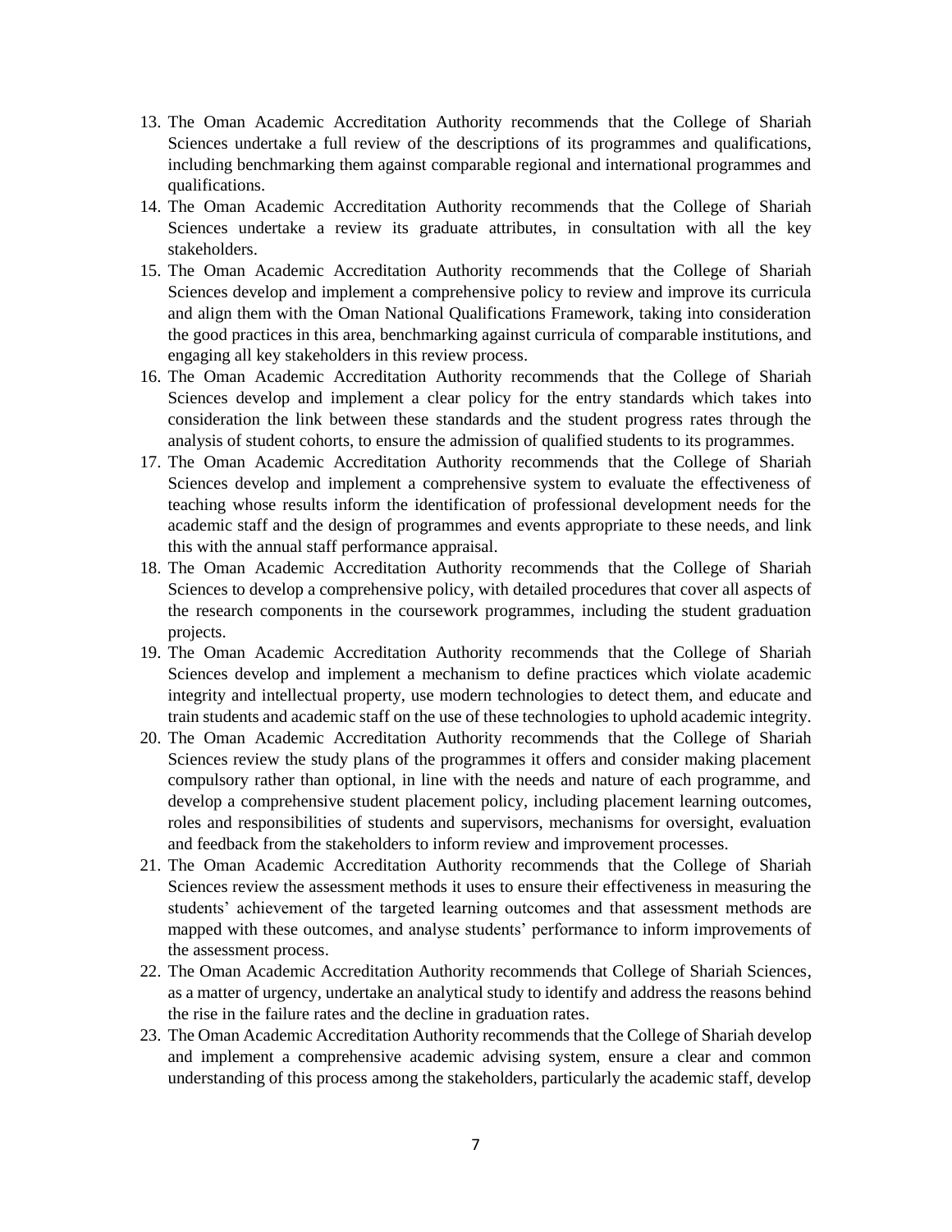13. The Oman Academic Accreditation Authority recommends that the College of Shariah Sciences undertake a full review of the descriptions of its programmes and qualifications, including benchmarking them against comparable regional and international programmes and qualifications.
14. The Oman Academic Accreditation Authority recommends that the College of Shariah Sciences undertake a review its graduate attributes, in consultation with all the key stakeholders.
15. The Oman Academic Accreditation Authority recommends that the College of Shariah Sciences develop and implement a comprehensive policy to review and improve its curricula and align them with the Oman National Qualifications Framework, taking into consideration the good practices in this area, benchmarking against curricula of comparable institutions, and engaging all key stakeholders in this review process.
16. The Oman Academic Accreditation Authority recommends that the College of Shariah Sciences develop and implement a clear policy for the entry standards which takes into consideration the link between these standards and the student progress rates through the analysis of student cohorts, to ensure the admission of qualified students to its programmes.
17. The Oman Academic Accreditation Authority recommends that the College of Shariah Sciences develop and implement a comprehensive system to evaluate the effectiveness of teaching whose results inform the identification of professional development needs for the academic staff and the design of programmes and events appropriate to these needs, and link this with the annual staff performance appraisal.
18. The Oman Academic Accreditation Authority recommends that the College of Shariah Sciences to develop a comprehensive policy, with detailed procedures that cover all aspects of the research components in the coursework programmes, including the student graduation projects.
19. The Oman Academic Accreditation Authority recommends that the College of Shariah Sciences develop and implement a mechanism to define practices which violate academic integrity and intellectual property, use modern technologies to detect them, and educate and train students and academic staff on the use of these technologies to uphold academic integrity.
20. The Oman Academic Accreditation Authority recommends that the College of Shariah Sciences review the study plans of the programmes it offers and consider making placement compulsory rather than optional, in line with the needs and nature of each programme, and develop a comprehensive student placement policy, including placement learning outcomes, roles and responsibilities of students and supervisors, mechanisms for oversight, evaluation and feedback from the stakeholders to inform review and improvement processes.
21. The Oman Academic Accreditation Authority recommends that the College of Shariah Sciences review the assessment methods it uses to ensure their effectiveness in measuring the students' achievement of the targeted learning outcomes and that assessment methods are mapped with these outcomes, and analyse students' performance to inform improvements of the assessment process.
22. The Oman Academic Accreditation Authority recommends that College of Shariah Sciences, as a matter of urgency, undertake an analytical study to identify and address the reasons behind the rise in the failure rates and the decline in graduation rates.
23. The Oman Academic Accreditation Authority recommends that the College of Shariah develop and implement a comprehensive academic advising system, ensure a clear and common understanding of this process among the stakeholders, particularly the academic staff, develop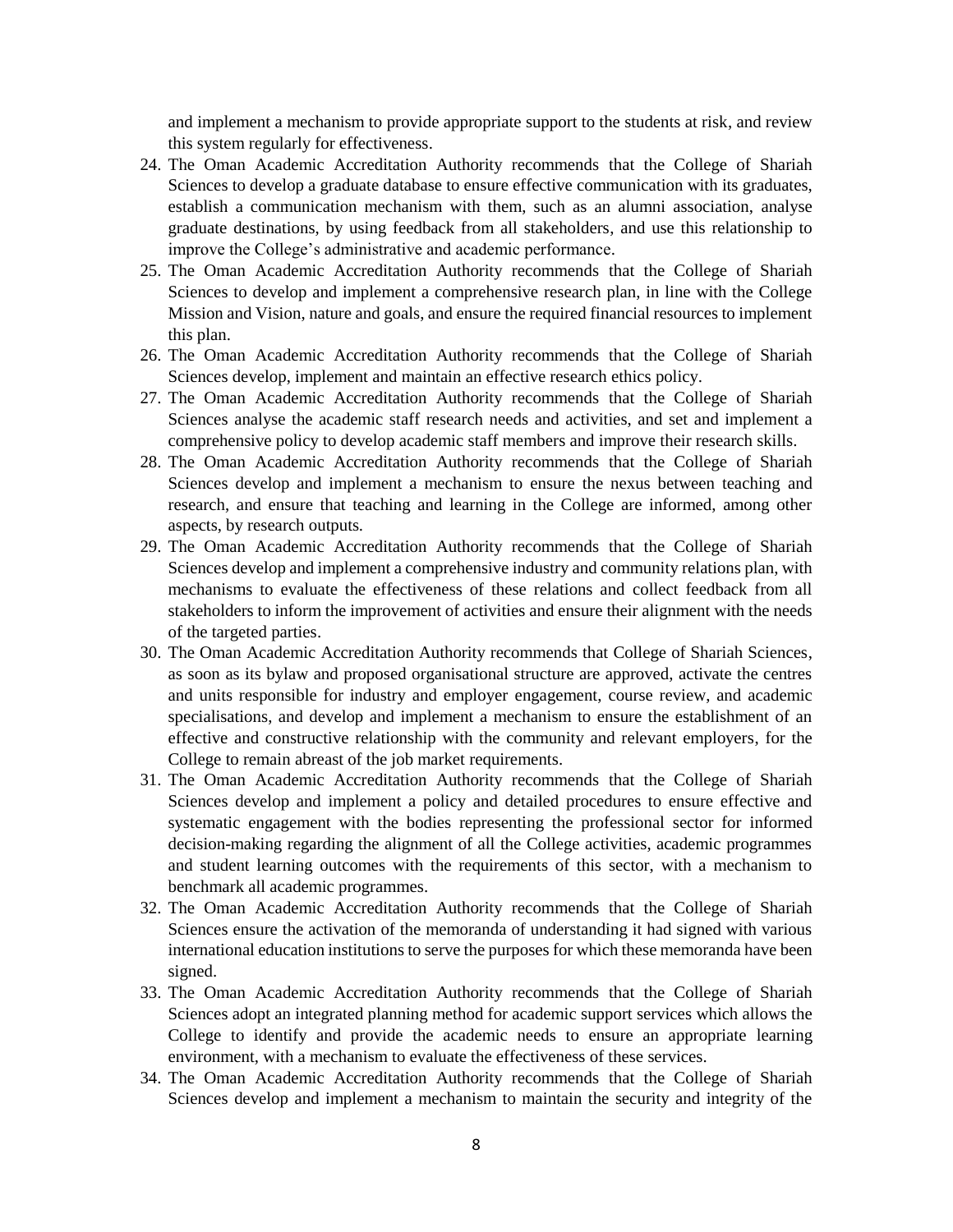and implement a mechanism to provide appropriate support to the students at risk, and review this system regularly for effectiveness.

24. The Oman Academic Accreditation Authority recommends that the College of Shariah Sciences to develop a graduate database to ensure effective communication with its graduates, establish a communication mechanism with them, such as an alumni association, analyse graduate destinations, by using feedback from all stakeholders, and use this relationship to improve the College's administrative and academic performance.
25. The Oman Academic Accreditation Authority recommends that the College of Shariah Sciences to develop and implement a comprehensive research plan, in line with the College Mission and Vision, nature and goals, and ensure the required financial resources to implement this plan.
26. The Oman Academic Accreditation Authority recommends that the College of Shariah Sciences develop, implement and maintain an effective research ethics policy.
27. The Oman Academic Accreditation Authority recommends that the College of Shariah Sciences analyse the academic staff research needs and activities, and set and implement a comprehensive policy to develop academic staff members and improve their research skills.
28. The Oman Academic Accreditation Authority recommends that the College of Shariah Sciences develop and implement a mechanism to ensure the nexus between teaching and research, and ensure that teaching and learning in the College are informed, among other aspects, by research outputs.
29. The Oman Academic Accreditation Authority recommends that the College of Shariah Sciences develop and implement a comprehensive industry and community relations plan, with mechanisms to evaluate the effectiveness of these relations and collect feedback from all stakeholders to inform the improvement of activities and ensure their alignment with the needs of the targeted parties.
30. The Oman Academic Accreditation Authority recommends that College of Shariah Sciences, as soon as its bylaw and proposed organisational structure are approved, activate the centres and units responsible for industry and employer engagement, course review, and academic specialisations, and develop and implement a mechanism to ensure the establishment of an effective and constructive relationship with the community and relevant employers, for the College to remain abreast of the job market requirements.
31. The Oman Academic Accreditation Authority recommends that the College of Shariah Sciences develop and implement a policy and detailed procedures to ensure effective and systematic engagement with the bodies representing the professional sector for informed decision-making regarding the alignment of all the College activities, academic programmes and student learning outcomes with the requirements of this sector, with a mechanism to benchmark all academic programmes.
32. The Oman Academic Accreditation Authority recommends that the College of Shariah Sciences ensure the activation of the memoranda of understanding it had signed with various international education institutions to serve the purposes for which these memoranda have been signed.
33. The Oman Academic Accreditation Authority recommends that the College of Shariah Sciences adopt an integrated planning method for academic support services which allows the College to identify and provide the academic needs to ensure an appropriate learning environment, with a mechanism to evaluate the effectiveness of these services.
34. The Oman Academic Accreditation Authority recommends that the College of Shariah Sciences develop and implement a mechanism to maintain the security and integrity of the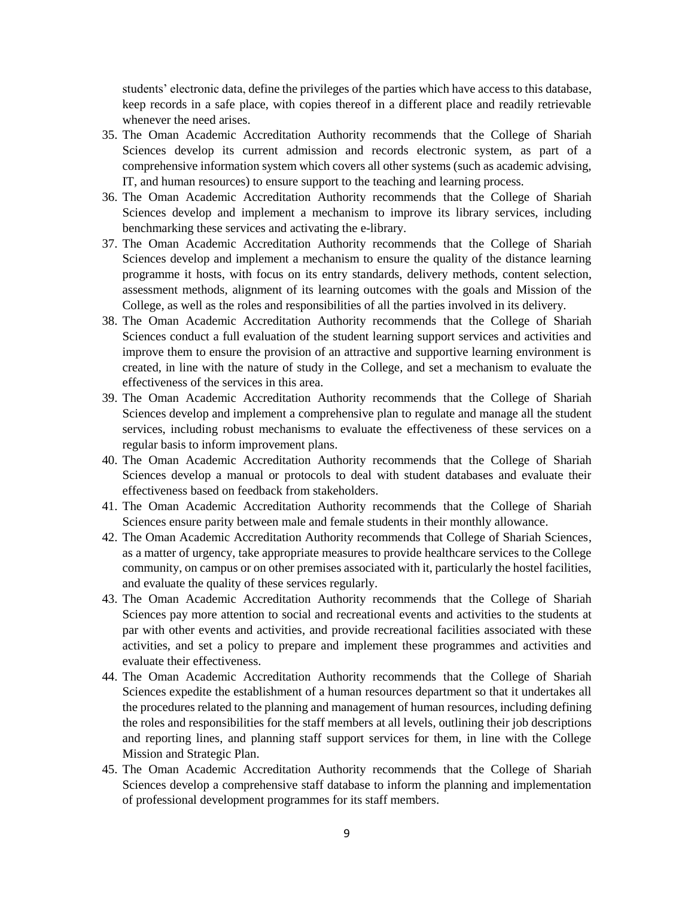students' electronic data, define the privileges of the parties which have access to this database, keep records in a safe place, with copies thereof in a different place and readily retrievable whenever the need arises.

35. The Oman Academic Accreditation Authority recommends that the College of Shariah Sciences develop its current admission and records electronic system, as part of a comprehensive information system which covers all other systems (such as academic advising, IT, and human resources) to ensure support to the teaching and learning process.
36. The Oman Academic Accreditation Authority recommends that the College of Shariah Sciences develop and implement a mechanism to improve its library services, including benchmarking these services and activating the e-library.
37. The Oman Academic Accreditation Authority recommends that the College of Shariah Sciences develop and implement a mechanism to ensure the quality of the distance learning programme it hosts, with focus on its entry standards, delivery methods, content selection, assessment methods, alignment of its learning outcomes with the goals and Mission of the College, as well as the roles and responsibilities of all the parties involved in its delivery.
38. The Oman Academic Accreditation Authority recommends that the College of Shariah Sciences conduct a full evaluation of the student learning support services and activities and improve them to ensure the provision of an attractive and supportive learning environment is created, in line with the nature of study in the College, and set a mechanism to evaluate the effectiveness of the services in this area.
39. The Oman Academic Accreditation Authority recommends that the College of Shariah Sciences develop and implement a comprehensive plan to regulate and manage all the student services, including robust mechanisms to evaluate the effectiveness of these services on a regular basis to inform improvement plans.
40. The Oman Academic Accreditation Authority recommends that the College of Shariah Sciences develop a manual or protocols to deal with student databases and evaluate their effectiveness based on feedback from stakeholders.
41. The Oman Academic Accreditation Authority recommends that the College of Shariah Sciences ensure parity between male and female students in their monthly allowance.
42. The Oman Academic Accreditation Authority recommends that College of Shariah Sciences, as a matter of urgency, take appropriate measures to provide healthcare services to the College community, on campus or on other premises associated with it, particularly the hostel facilities, and evaluate the quality of these services regularly.
43. The Oman Academic Accreditation Authority recommends that the College of Shariah Sciences pay more attention to social and recreational events and activities to the students at par with other events and activities, and provide recreational facilities associated with these activities, and set a policy to prepare and implement these programmes and activities and evaluate their effectiveness.
44. The Oman Academic Accreditation Authority recommends that the College of Shariah Sciences expedite the establishment of a human resources department so that it undertakes all the procedures related to the planning and management of human resources, including defining the roles and responsibilities for the staff members at all levels, outlining their job descriptions and reporting lines, and planning staff support services for them, in line with the College Mission and Strategic Plan.
45. The Oman Academic Accreditation Authority recommends that the College of Shariah Sciences develop a comprehensive staff database to inform the planning and implementation of professional development programmes for its staff members.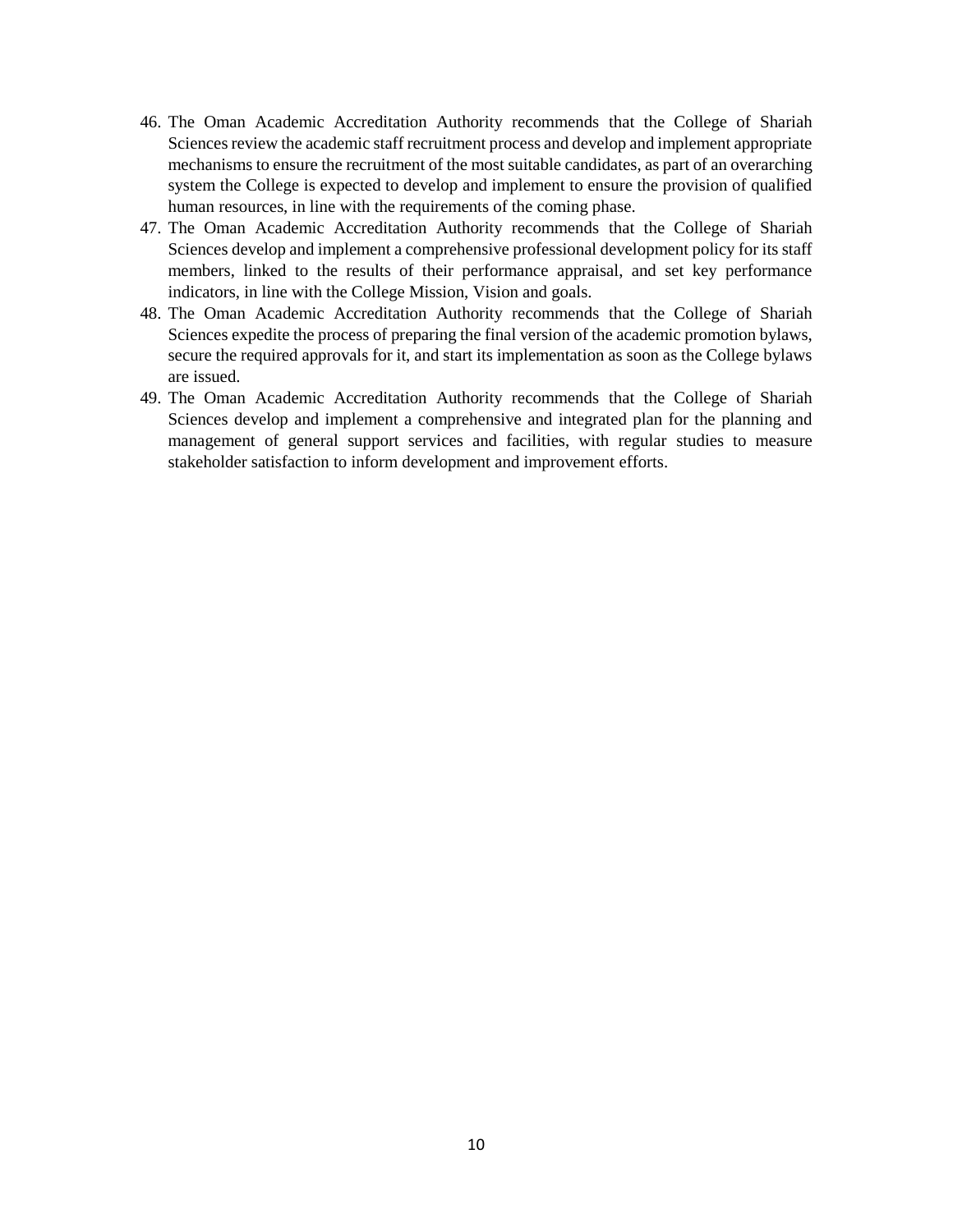46. The Oman Academic Accreditation Authority recommends that the College of Shariah Sciences review the academic staff recruitment process and develop and implement appropriate mechanisms to ensure the recruitment of the most suitable candidates, as part of an overarching system the College is expected to develop and implement to ensure the provision of qualified human resources, in line with the requirements of the coming phase.
47. The Oman Academic Accreditation Authority recommends that the College of Shariah Sciences develop and implement a comprehensive professional development policy for its staff members, linked to the results of their performance appraisal, and set key performance indicators, in line with the College Mission, Vision and goals.
48. The Oman Academic Accreditation Authority recommends that the College of Shariah Sciences expedite the process of preparing the final version of the academic promotion bylaws, secure the required approvals for it, and start its implementation as soon as the College bylaws are issued.
49. The Oman Academic Accreditation Authority recommends that the College of Shariah Sciences develop and implement a comprehensive and integrated plan for the planning and management of general support services and facilities, with regular studies to measure stakeholder satisfaction to inform development and improvement efforts.